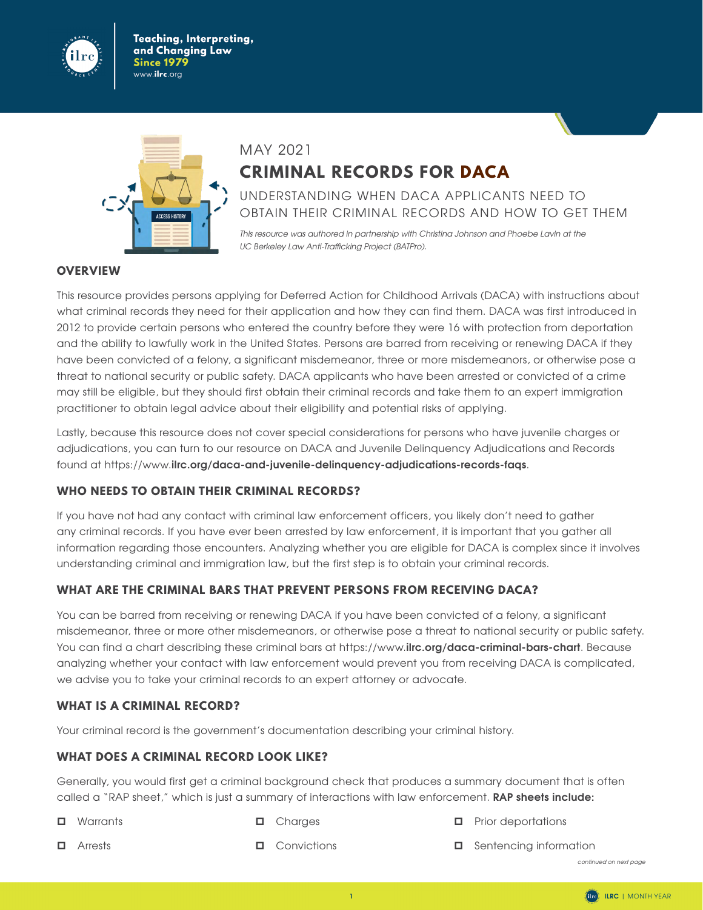MAY 2021

# CRIMINAL RECORDS FOR DACA

UNDERSTANDING WHEN DACA APPLICANTS NEED TO OBTAIN THEIR CRIMINAL RECORDS AND HOW TO GET THEM

*This resource was authored in partnership with Christina Johnson and Phoebe Lavin at the UC Berkeley Law Anti-Trafficking Project (BATPro).*

## OVERVIEW

This resource provides persons applying for Deferred Action for Childhood Arrivals (DACA) with instructions about what criminal records they need for their application and how they can find them. DACA was first introduced in 2012 to provide certain persons who entered the country before they were 16 with protection from deportation and the ability to lawfully work in the United States. Persons are barred from receiving or renewing DACA if they have been convicted of a felony, a significant misdemeanor, three or more misdemeanors, or otherwise pose a threat to national security or public safety. DACA applicants who have been arrested or convicted of a crime may still be eligible, but they should first obtain their criminal records and take them to an expert immigration practitioner to obtain legal advice about their eligibility and potential risks of applying.

Lastly, because this resource does not cover special considerations for persons who have juvenile charges or adjudications, you can turn to our resource on DACA and Juvenile Delinquency Adjudications and Records found at https://www.**ilrc.org/daca-and-juvenile-delinquency-adjudications-records-faqs**.

## WHO NEEDS TO OBTAIN THEIR CRIMINAL RECORDS?

If you have not had any contact with criminal law enforcement officers, you likely don't need to gather any criminal records. If you have ever been arrested by law enforcement, it is important that you gather all information regarding those encounters. Analyzing whether you are eligible for DACA is complex since it involves understanding criminal and immigration law, but the first step is to obtain your criminal records.

## WHAT ARE THE CRIMINAL BARS THAT PREVENT PERSONS FROM RECEIVING DACA?

You can be barred from receiving or renewing DACA if you have been convicted of a felony, a significant misdemeanor, three or more other misdemeanors, or otherwise pose a threat to national security or public safety. You can find a chart describing these criminal bars at https://www.**ilrc.org/daca-criminal-bars-chart**. Because analyzing whether your contact with law enforcement would prevent you from receiving DACA is complicated, we advise you to take your criminal records to an expert attorney or advocate.

## WHAT IS A CRIMINAL RECORD?

Your criminal record is the government's documentation describing your criminal history.

## WHAT DOES A CRIMINAL RECORD LOOK LIKE?

Generally, you would first get a criminal background check that produces a summary document that is often called a "RAP sheet," which is just a summary of interactions with law enforcement. **RAP sheets include:**

- Warrants
- Arrests
- Charges
- Convictions
- Prior deportations
- Sentencing information

*continued on next page*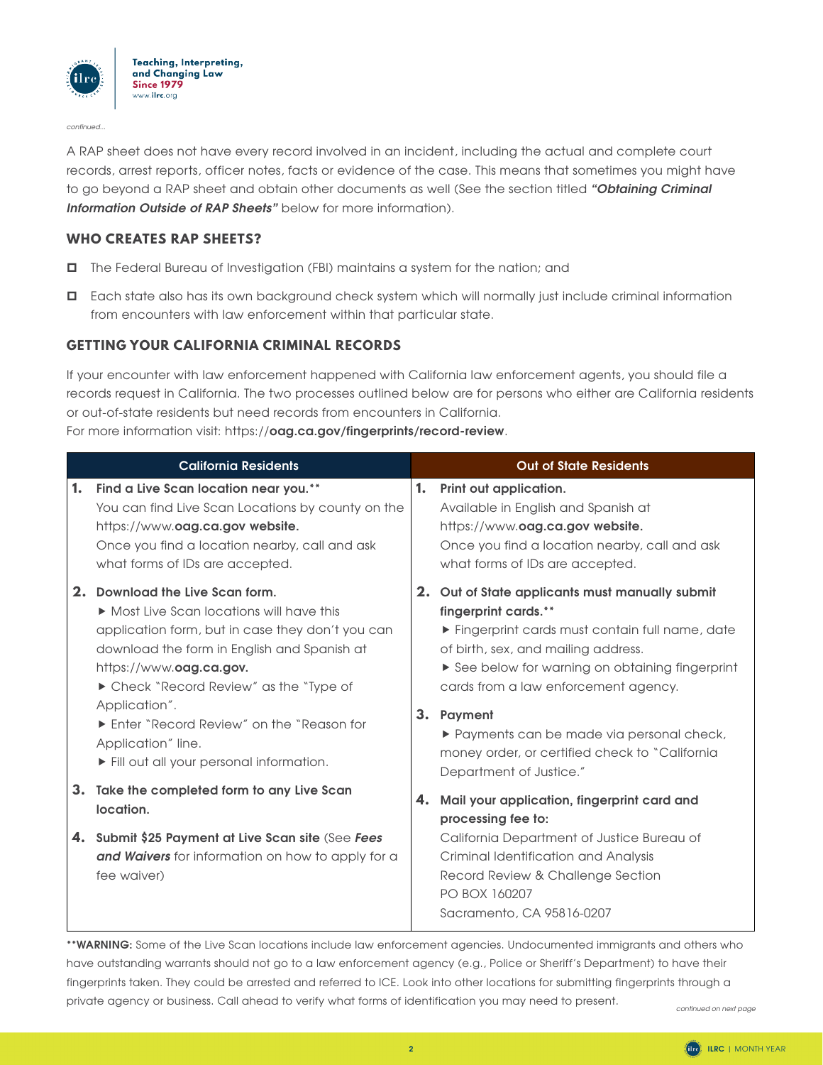*continued...*

A RAP sheet does not have every record involved in an incident, including the actual and complete court records, arrest reports, officer notes, facts or evidence of the case. This means that sometimes you might have to go beyond a RAP sheet and obtain other documents as well (See the section titled ***"Obtaining Criminal Information Outside of RAP Sheets"*** below for more information).

## WHO CREATES RAP SHEETS?

- The Federal Bureau of Investigation (FBI) maintains a system for the nation; and
- Each state also has its own background check system which will normally just include criminal information from encounters with law enforcement within that particular state.

## GETTING YOUR CALIFORNIA CRIMINAL RECORDS

If your encounter with law enforcement happened with California law enforcement agents, you should file a records request in California. The two processes outlined below are for persons who either are California residents or out-of-state residents but need records from encounters in California.
For more information visit: https://**oag.ca.gov/fingerprints/record-review**.

| California Residents | Out of State Residents |
|---|---|
| **1. Find a Live Scan location near you.\*\*** You can find Live Scan Locations by county on the https://www.**oag.ca.gov website.** Once you find a location nearby, call and ask what forms of IDs are accepted. | **1. Print out application.** Available in English and Spanish at https://www.**oag.ca.gov website.** Once you find a location nearby, call and ask what forms of IDs are accepted. |
| **2. Download the Live Scan form.** ▶ Most Live Scan locations will have this application form, but in case they don't you can download the form in English and Spanish at https://www.**oag.ca.gov.** ▶ Check "Record Review" as the "Type of Application". ▶ Enter "Record Review" on the "Reason for Application" line. ▶ Fill out all your personal information. | **2. Out of State applicants must manually submit fingerprint cards.\*\*** ▶ Fingerprint cards must contain full name, date of birth, sex, and mailing address. ▶ See below for warning on obtaining fingerprint cards from a law enforcement agency. **3. Payment** ▶ Payments can be made via personal check, money order, or certified check to "California Department of Justice." |
| **3. Take the completed form to any Live Scan location.** **4. Submit $25 Payment at Live Scan site** (See ***Fees and Waivers*** for information on how to apply for a fee waiver) | **4. Mail your application, fingerprint card and processing fee to:** California Department of Justice Bureau of Criminal Identification and Analysis Record Review & Challenge Section PO BOX 160207 Sacramento, CA 95816-0207 |

**\*\*WARNING:** Some of the Live Scan locations include law enforcement agencies. Undocumented immigrants and others who have outstanding warrants should not go to a law enforcement agency (e.g., Police or Sheriff's Department) to have their fingerprints taken. They could be arrested and referred to ICE. Look into other locations for submitting fingerprints through a private agency or business. Call ahead to verify what forms of identification you may need to present.

*continued on next page*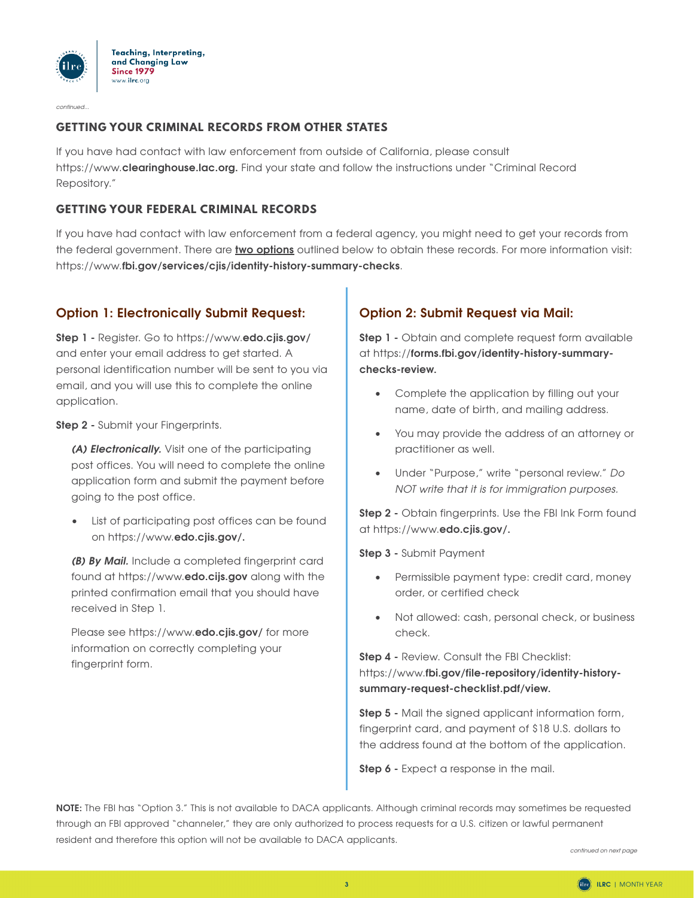*continued...*

## GETTING YOUR CRIMINAL RECORDS FROM OTHER STATES

If you have had contact with law enforcement from outside of California, please consult https://www.**clearinghouse.lac.org.** Find your state and follow the instructions under "Criminal Record Repository."

## GETTING YOUR FEDERAL CRIMINAL RECORDS

If you have had contact with law enforcement from a federal agency, you might need to get your records from the federal government. There are **two options** outlined below to obtain these records. For more information visit: https://www.**fbi.gov/services/cjis/identity-history-summary-checks**.

### Option 1: Electronically Submit Request:

**Step 1 -** Register. Go to https://www.**edo.cjis.gov/** and enter your email address to get started. A personal identification number will be sent to you via email, and you will use this to complete the online application.

**Step 2 -** Submit your Fingerprints.

***(A) Electronically.*** Visit one of the participating post offices. You will need to complete the online application form and submit the payment before going to the post office.

- List of participating post offices can be found on https://www.**edo.cjis.gov/.**

***(B) By Mail.*** Include a completed fingerprint card found at https://www.**edo.cijs.gov** along with the printed confirmation email that you should have received in Step 1.

Please see https://www.**edo.cjis.gov/** for more information on correctly completing your fingerprint form.

### Option 2: Submit Request via Mail:

**Step 1 -** Obtain and complete request form available at https://**forms.fbi.gov/identity-history-summary-checks-review.**

- Complete the application by filling out your name, date of birth, and mailing address.
- You may provide the address of an attorney or practitioner as well.
- Under "Purpose," write "personal review." *Do NOT write that it is for immigration purposes.*

**Step 2 -** Obtain fingerprints. Use the FBI Ink Form found at https://www.**edo.cjis.gov/.**

**Step 3 -** Submit Payment

- Permissible payment type: credit card, money order, or certified check
- Not allowed: cash, personal check, or business check.

**Step 4 -** Review. Consult the FBI Checklist: https://www.**fbi.gov/file-repository/identity-history-summary-request-checklist.pdf/view.**

**Step 5 -** Mail the signed applicant information form, fingerprint card, and payment of $18 U.S. dollars to the address found at the bottom of the application.

**Step 6 -** Expect a response in the mail.

**NOTE:** The FBI has "Option 3." This is not available to DACA applicants. Although criminal records may sometimes be requested through an FBI approved "channeler," they are only authorized to process requests for a U.S. citizen or lawful permanent resident and therefore this option will not be available to DACA applicants.

*continued on next page*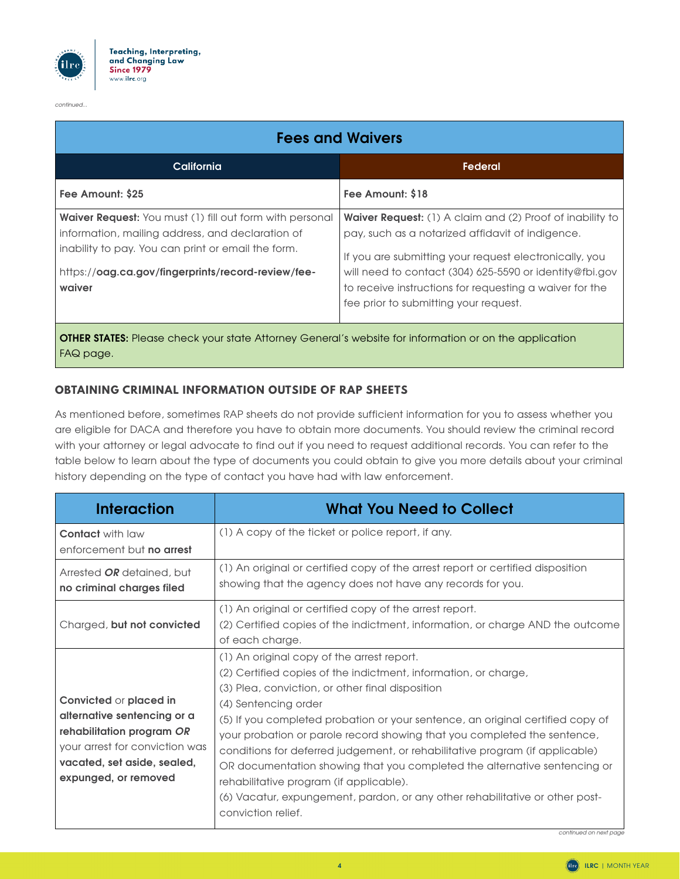*continued...*

| Fees and Waivers | |
|---|---|
| **California** | **Federal** |
| **Fee Amount: $25** | **Fee Amount: $18** |
| **Waiver Request:** You must (1) fill out form with personal information, mailing address, and declaration of inability to pay. You can print or email the form.<br><br>https://**oag.ca.gov/fingerprints/record-review/fee-waiver** | **Waiver Request:** (1) A claim and (2) Proof of inability to pay, such as a notarized affidavit of indigence.<br><br>If you are submitting your request electronically, you will need to contact (304) 625-5590 or identity@fbi.gov to receive instructions for requesting a waiver for the fee prior to submitting your request. |
| **OTHER STATES:** Please check your state Attorney General's website for information or on the application FAQ page. | |

### OBTAINING CRIMINAL INFORMATION OUTSIDE OF RAP SHEETS

As mentioned before, sometimes RAP sheets do not provide sufficient information for you to assess whether you are eligible for DACA and therefore you have to obtain more documents. You should review the criminal record with your attorney or legal advocate to find out if you need to request additional records. You can refer to the table below to learn about the type of documents you could obtain to give you more details about your criminal history depending on the type of contact you have had with law enforcement.

| Interaction | What You Need to Collect |
|---|---|
| **Contact** with law enforcement but **no arrest** | (1) A copy of the ticket or police report, if any. |
| Arrested ***OR*** detained, but **no criminal charges filed** | (1) An original or certified copy of the arrest report or certified disposition showing that the agency does not have any records for you. |
| Charged, **but not convicted** | (1) An original or certified copy of the arrest report.<br>(2) Certified copies of the indictment, information, or charge AND the outcome of each charge. |
| **Convicted** or **placed in alternative sentencing or a rehabilitation program** ***OR*** your arrest for conviction was **vacated, set aside, sealed, expunged, or removed** | (1) An original copy of the arrest report.<br>(2) Certified copies of the indictment, information, or charge,<br>(3) Plea, conviction, or other final disposition<br>(4) Sentencing order<br>(5) If you completed probation or your sentence, an original certified copy of your probation or parole record showing that you completed the sentence, conditions for deferred judgement, or rehabilitative program (if applicable) OR documentation showing that you completed the alternative sentencing or rehabilitative program (if applicable).<br>(6) Vacatur, expungement, pardon, or any other rehabilitative or other post-conviction relief. |

*continued on next page*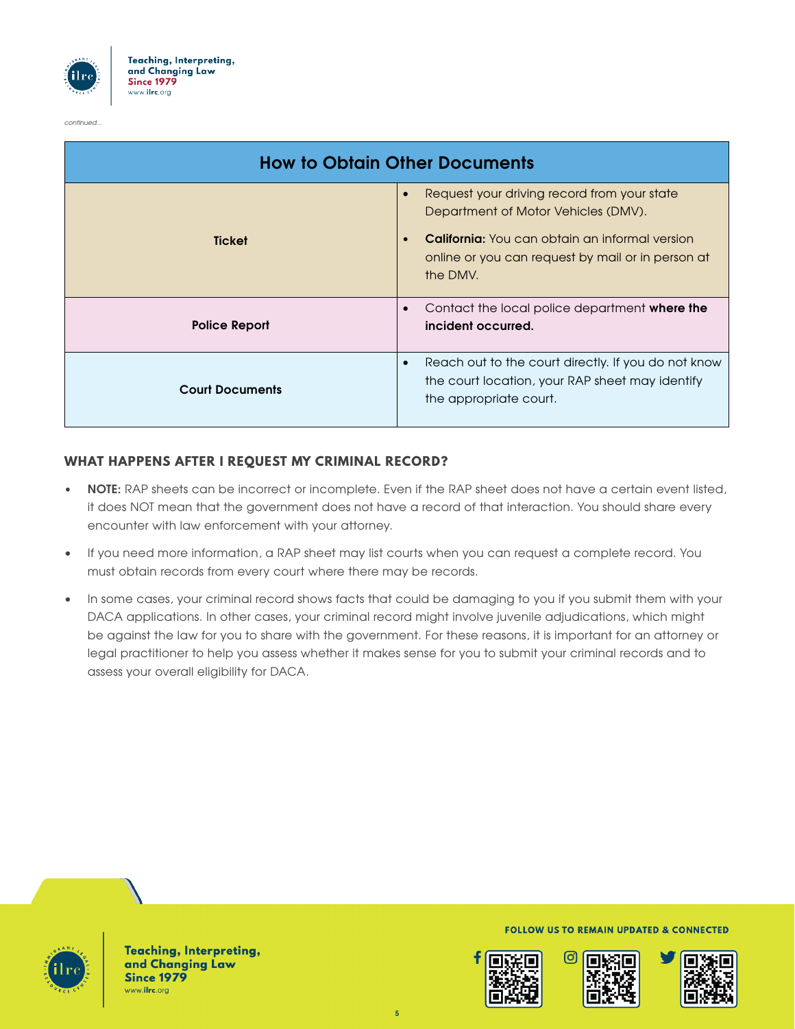*continued...*

| How to Obtain Other Documents | |
|---|---|
| **Ticket** | • Request your driving record from your state Department of Motor Vehicles (DMV).<br>• **California:** You can obtain an informal version online or you can request by mail or in person at the DMV. |
| **Police Report** | • Contact the local police department **where the incident occurred.** |
| **Court Documents** | • Reach out to the court directly. If you do not know the court location, your RAP sheet may identify the appropriate court. |

### WHAT HAPPENS AFTER I REQUEST MY CRIMINAL RECORD?

- **NOTE:** RAP sheets can be incorrect or incomplete. Even if the RAP sheet does not have a certain event listed, it does NOT mean that the government does not have a record of that interaction. You should share every encounter with law enforcement with your attorney.
- If you need more information, a RAP sheet may list courts when you can request a complete record. You must obtain records from every court where there may be records.
- In some cases, your criminal record shows facts that could be damaging to you if you submit them with your DACA applications. In other cases, your criminal record might involve juvenile adjudications, which might be against the law for you to share with the government. For these reasons, it is important for an attorney or legal practitioner to help you assess whether it makes sense for you to submit your criminal records and to assess your overall eligibility for DACA.

FOLLOW US TO REMAIN UPDATED & CONNECTED